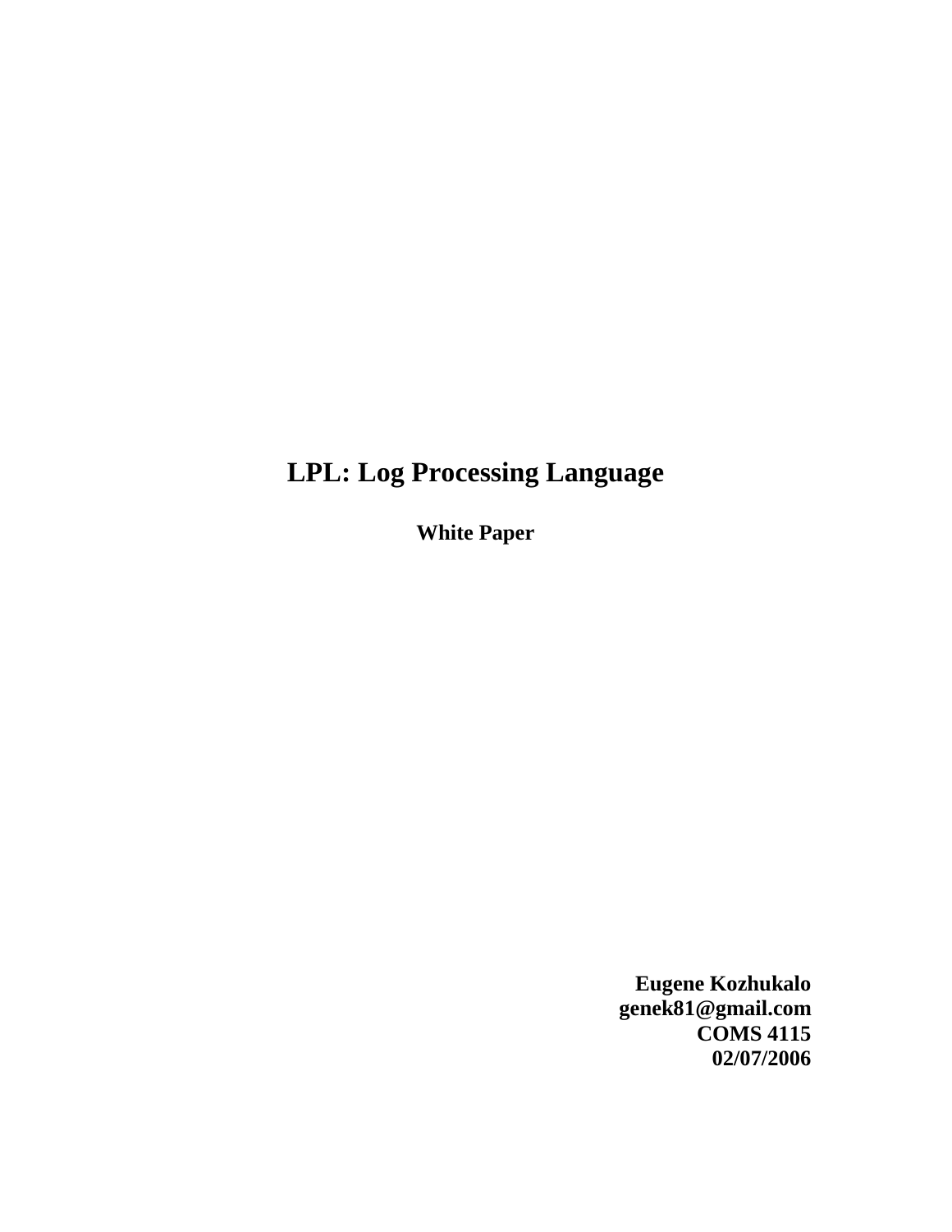# LPL: Log Processing Language

**White Paper**

**Eugene Kozhukalo**
**genek81@gmail.com**
**COMS 4115**
**02/07/2006**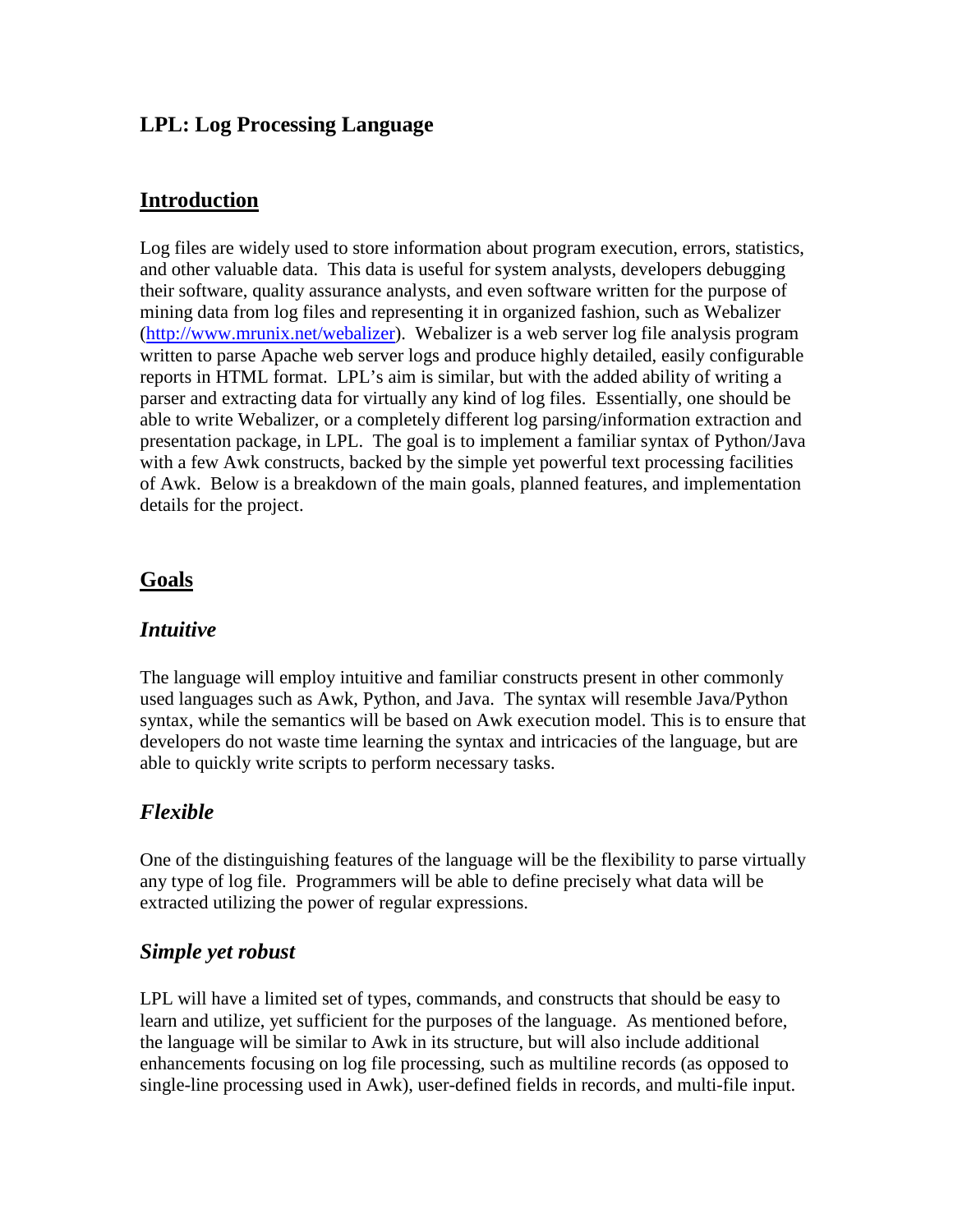# LPL: Log Processing Language

## Introduction

Log files are widely used to store information about program execution, errors, statistics, and other valuable data. This data is useful for system analysts, developers debugging their software, quality assurance analysts, and even software written for the purpose of mining data from log files and representing it in organized fashion, such as Webalizer ([http://www.mrunix.net/webalizer](http://www.mrunix.net/webalizer)). Webalizer is a web server log file analysis program written to parse Apache web server logs and produce highly detailed, easily configurable reports in HTML format. LPL's aim is similar, but with the added ability of writing a parser and extracting data for virtually any kind of log files. Essentially, one should be able to write Webalizer, or a completely different log parsing/information extraction and presentation package, in LPL. The goal is to implement a familiar syntax of Python/Java with a few Awk constructs, backed by the simple yet powerful text processing facilities of Awk. Below is a breakdown of the main goals, planned features, and implementation details for the project.

## Goals

### *Intuitive*

The language will employ intuitive and familiar constructs present in other commonly used languages such as Awk, Python, and Java. The syntax will resemble Java/Python syntax, while the semantics will be based on Awk execution model. This is to ensure that developers do not waste time learning the syntax and intricacies of the language, but are able to quickly write scripts to perform necessary tasks.

### *Flexible*

One of the distinguishing features of the language will be the flexibility to parse virtually any type of log file. Programmers will be able to define precisely what data will be extracted utilizing the power of regular expressions.

### *Simple yet robust*

LPL will have a limited set of types, commands, and constructs that should be easy to learn and utilize, yet sufficient for the purposes of the language. As mentioned before, the language will be similar to Awk in its structure, but will also include additional enhancements focusing on log file processing, such as multiline records (as opposed to single-line processing used in Awk), user-defined fields in records, and multi-file input.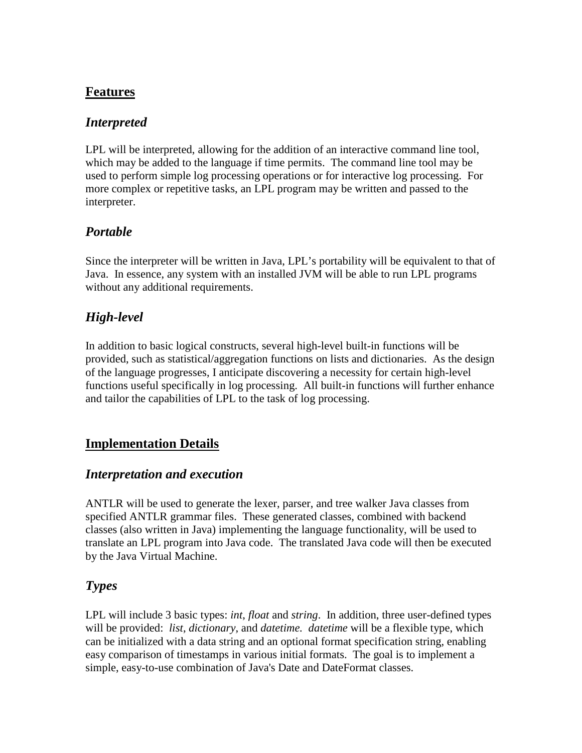## Features

### *Interpreted*

LPL will be interpreted, allowing for the addition of an interactive command line tool, which may be added to the language if time permits. The command line tool may be used to perform simple log processing operations or for interactive log processing. For more complex or repetitive tasks, an LPL program may be written and passed to the interpreter.

### *Portable*

Since the interpreter will be written in Java, LPL's portability will be equivalent to that of Java. In essence, any system with an installed JVM will be able to run LPL programs without any additional requirements.

### *High-level*

In addition to basic logical constructs, several high-level built-in functions will be provided, such as statistical/aggregation functions on lists and dictionaries. As the design of the language progresses, I anticipate discovering a necessity for certain high-level functions useful specifically in log processing. All built-in functions will further enhance and tailor the capabilities of LPL to the task of log processing.

## Implementation Details

### *Interpretation and execution*

ANTLR will be used to generate the lexer, parser, and tree walker Java classes from specified ANTLR grammar files. These generated classes, combined with backend classes (also written in Java) implementing the language functionality, will be used to translate an LPL program into Java code. The translated Java code will then be executed by the Java Virtual Machine.

### *Types*

LPL will include 3 basic types: *int*, *float* and *string*. In addition, three user-defined types will be provided: *list*, *dictionary*, and *datetime. datetime* will be a flexible type, which can be initialized with a data string and an optional format specification string, enabling easy comparison of timestamps in various initial formats. The goal is to implement a simple, easy-to-use combination of Java's Date and DateFormat classes.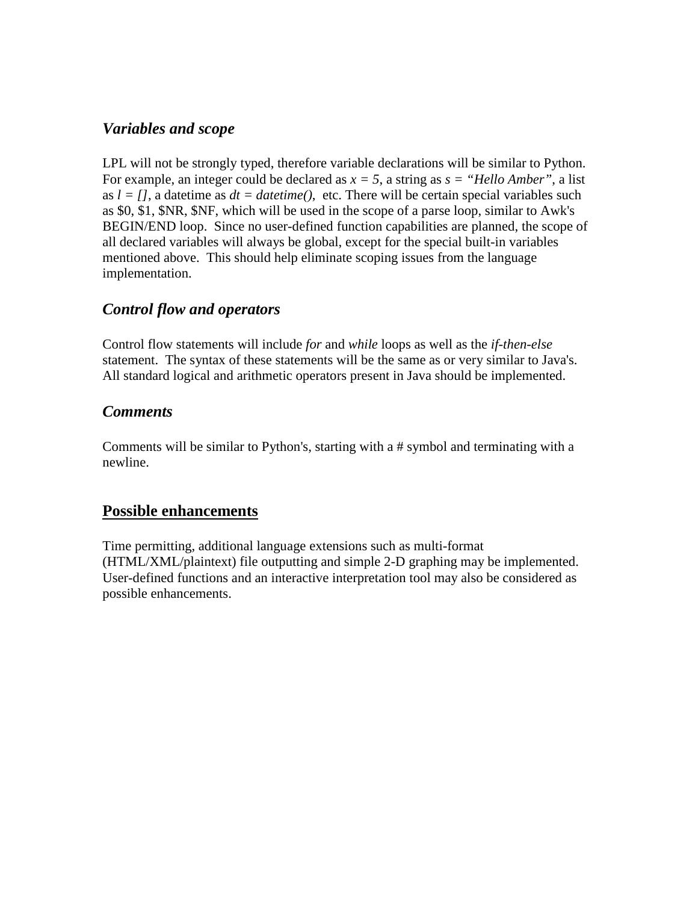### *Variables and scope*

LPL will not be strongly typed, therefore variable declarations will be similar to Python. For example, an integer could be declared as *x = 5*, a string as *s = "Hello Amber"*, a list as *l = []*, a datetime as *dt = datetime()*, etc. There will be certain special variables such as $0, $1, $NR, $NF, which will be used in the scope of a parse loop, similar to Awk's BEGIN/END loop. Since no user-defined function capabilities are planned, the scope of all declared variables will always be global, except for the special built-in variables mentioned above. This should help eliminate scoping issues from the language implementation.

### *Control flow and operators*

Control flow statements will include *for* and *while* loops as well as the *if-then-else* statement. The syntax of these statements will be the same as or very similar to Java's. All standard logical and arithmetic operators present in Java should be implemented.

### *Comments*

Comments will be similar to Python's, starting with a # symbol and terminating with a newline.

## Possible enhancements

Time permitting, additional language extensions such as multi-format (HTML/XML/plaintext) file outputting and simple 2-D graphing may be implemented. User-defined functions and an interactive interpretation tool may also be considered as possible enhancements.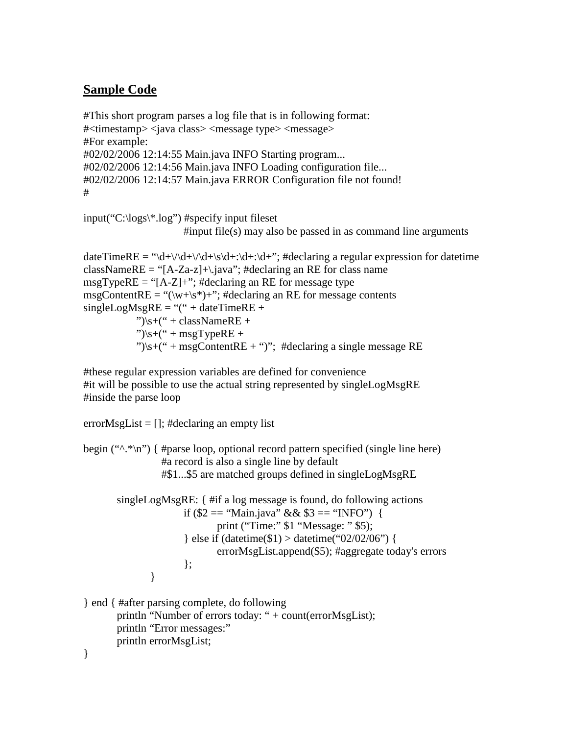## Sample Code

```
#This short program parses a log file that is in following format:
#<timestamp> <java class> <message type> <message>
#For example:
#02/02/2006 12:14:55 Main.java INFO Starting program...
#02/02/2006 12:14:56 Main.java INFO Loading configuration file...
#02/02/2006 12:14:57 Main.java ERROR Configuration file not found!
#

input("C:\logs\*.log") #specify input fileset
                        #input file(s) may also be passed in as command line arguments

dateTimeRE = "\d+\/\d+\/\d+\s\d+:\d+:\d+"; #declaring a regular expression for datetime
classNameRE = "[A-Za-z]+\.java"; #declaring an RE for class name
msgTypeRE = "[A-Z]+"; #declaring an RE for message type
msgContentRE = "(\w+\s*)+"; #declaring an RE for message contents
singleLogMsgRE = "(" + dateTimeRE +
            ")\s+(" + classNameRE +
            ")\s+(" + msgTypeRE +
            ")\s+(" + msgContentRE + ")";  #declaring a single message RE

#these regular expression variables are defined for convenience
#it will be possible to use the actual string represented by singleLogMsgRE
#inside the parse loop

errorMsgList = []; #declaring an empty list

begin ("^.*\n") { #parse loop, optional record pattern specified (single line here)
                  #a record is also a single line by default
                  #$1...$5 are matched groups defined in singleLogMsgRE

        singleLogMsgRE: { #if a log message is found, do following actions
                        if ($2 == "Main.java" && $3 == "INFO")  {
                                print ("Time:" $1 "Message: " $5);
                        } else if (datetime($1) > datetime("02/02/06") {
                                errorMsgList.append($5); #aggregate today's errors
                        };
                }

} end { #after parsing complete, do following
        println "Number of errors today: " + count(errorMsgList);
        println "Error messages:"
        println errorMsgList;
}
```